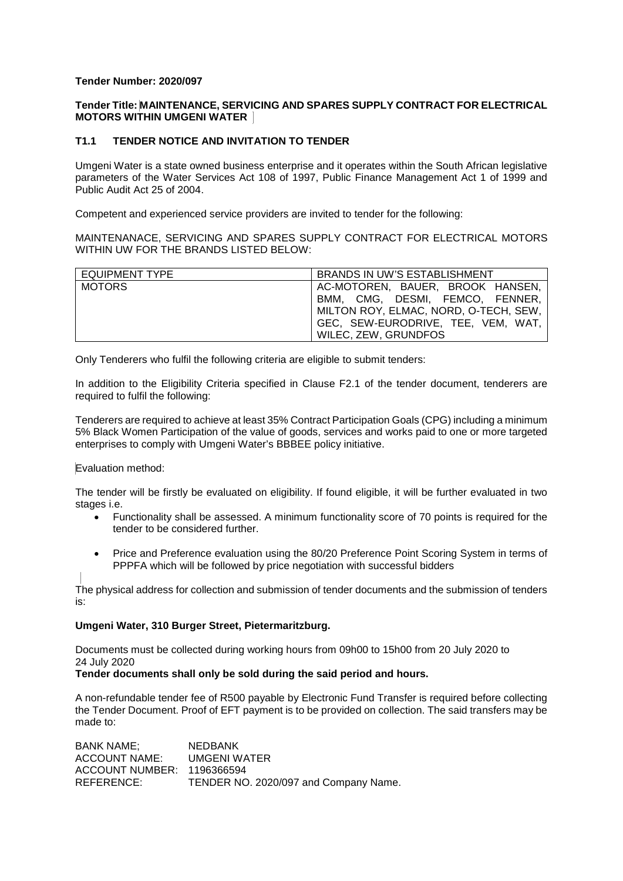**Tender Number: 2020/097**

**Tender Title: MAINTENANCE, SERVICING AND SPARES SUPPLY CONTRACT FOR ELECTRICAL MOTORS WITHIN UMGENI WATER**

### T1.1 TENDER NOTICE AND INVITATION TO TENDER

Umgeni Water is a state owned business enterprise and it operates within the South African legislative parameters of the Water Services Act 108 of 1997, Public Finance Management Act 1 of 1999 and Public Audit Act 25 of 2004.

Competent and experienced service providers are invited to tender for the following:

MAINTENANACE, SERVICING AND SPARES SUPPLY CONTRACT FOR ELECTRICAL MOTORS WITHIN UW FOR THE BRANDS LISTED BELOW:

| EQUIPMENT TYPE | BRANDS IN UW'S ESTABLISHMENT |
|---|---|
| MOTORS | AC-MOTOREN, BAUER, BROOK HANSEN, BMM, CMG, DESMI, FEMCO, FENNER, MILTON ROY, ELMAC, NORD, O-TECH, SEW, GEC, SEW-EURODRIVE, TEE, VEM, WAT, WILEC, ZEW, GRUNDFOS |

Only Tenderers who fulfil the following criteria are eligible to submit tenders:

In addition to the Eligibility Criteria specified in Clause F2.1 of the tender document, tenderers are required to fulfil the following:

Tenderers are required to achieve at least 35% Contract Participation Goals (CPG) including a minimum 5% Black Women Participation of the value of goods, services and works paid to one or more targeted enterprises to comply with Umgeni Water's BBBEE policy initiative.

Evaluation method:

The tender will be firstly be evaluated on eligibility. If found eligible, it will be further evaluated in two stages i.e.

- Functionality shall be assessed. A minimum functionality score of 70 points is required for the tender to be considered further.
- Price and Preference evaluation using the 80/20 Preference Point Scoring System in terms of PPPFA which will be followed by price negotiation with successful bidders

The physical address for collection and submission of tender documents and the submission of tenders is:

**Umgeni Water, 310 Burger Street, Pietermaritzburg.**

Documents must be collected during working hours from 09h00 to 15h00 from 20 July 2020 to 24 July 2020

**Tender documents shall only be sold during the said period and hours.**

A non-refundable tender fee of R500 payable by Electronic Fund Transfer is required before collecting the Tender Document. Proof of EFT payment is to be provided on collection. The said transfers may be made to:

BANK NAME; NEDBANK
ACCOUNT NAME: UMGENI WATER
ACCOUNT NUMBER: 1196366594
REFERENCE: TENDER NO. 2020/097 and Company Name.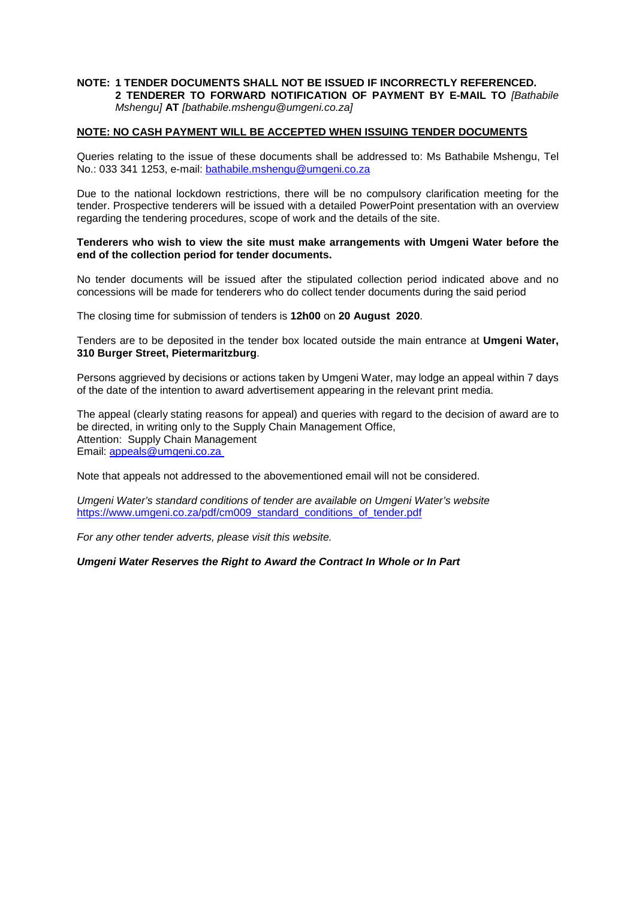**NOTE: 1 TENDER DOCUMENTS SHALL NOT BE ISSUED IF INCORRECTLY REFERENCED.**
**2 TENDERER TO FORWARD NOTIFICATION OF PAYMENT BY E-MAIL TO** *[Bathabile Mshengu]* **AT** *[bathabile.mshengu@umgeni.co.za]*

**<u>NOTE: NO CASH PAYMENT WILL BE ACCEPTED WHEN ISSUING TENDER DOCUMENTS</u>**

Queries relating to the issue of these documents shall be addressed to: Ms Bathabile Mshengu, Tel No.: 033 341 1253, e-mail: bathabile.mshengu@umgeni.co.za

Due to the national lockdown restrictions, there will be no compulsory clarification meeting for the tender. Prospective tenderers will be issued with a detailed PowerPoint presentation with an overview regarding the tendering procedures, scope of work and the details of the site.

**Tenderers who wish to view the site must make arrangements with Umgeni Water before the end of the collection period for tender documents.**

No tender documents will be issued after the stipulated collection period indicated above and no concessions will be made for tenderers who do collect tender documents during the said period

The closing time for submission of tenders is **12h00** on **20 August 2020**.

Tenders are to be deposited in the tender box located outside the main entrance at **Umgeni Water, 310 Burger Street, Pietermaritzburg**.

Persons aggrieved by decisions or actions taken by Umgeni Water, may lodge an appeal within 7 days of the date of the intention to award advertisement appearing in the relevant print media.

The appeal (clearly stating reasons for appeal) and queries with regard to the decision of award are to be directed, in writing only to the Supply Chain Management Office,
Attention: Supply Chain Management
Email: appeals@umgeni.co.za

Note that appeals not addressed to the abovementioned email will not be considered.

*Umgeni Water's standard conditions of tender are available on Umgeni Water's website* https://www.umgeni.co.za/pdf/cm009_standard_conditions_of_tender.pdf

*For any other tender adverts, please visit this website.*

***Umgeni Water Reserves the Right to Award the Contract In Whole or In Part***